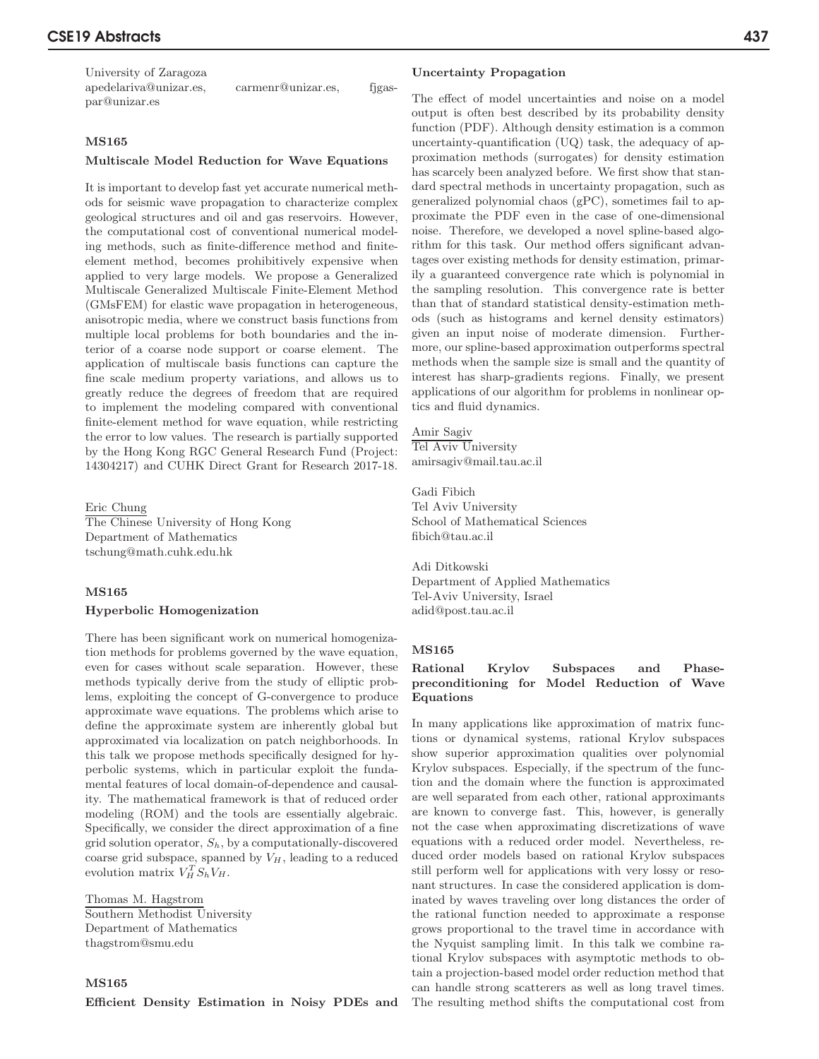University of Zaragoza
apedelariva@unizar.es, carmenr@unizar.es, fjgaspar@unizar.es

### MS165

**Multiscale Model Reduction for Wave Equations**

It is important to develop fast yet accurate numerical methods for seismic wave propagation to characterize complex geological structures and oil and gas reservoirs. However, the computational cost of conventional numerical modeling methods, such as finite-difference method and finite-element method, becomes prohibitively expensive when applied to very large models. We propose a Generalized Multiscale Generalized Multiscale Finite-Element Method (GMsFEM) for elastic wave propagation in heterogeneous, anisotropic media, where we construct basis functions from multiple local problems for both boundaries and the interior of a coarse node support or coarse element. The application of multiscale basis functions can capture the fine scale medium property variations, and allows us to greatly reduce the degrees of freedom that are required to implement the modeling compared with conventional finite-element method for wave equation, while restricting the error to low values. The research is partially supported by the Hong Kong RGC General Research Fund (Project: 14304217) and CUHK Direct Grant for Research 2017-18.

Eric Chung
The Chinese University of Hong Kong
Department of Mathematics
tschung@math.cuhk.edu.hk

### MS165

**Hyperbolic Homogenization**

There has been significant work on numerical homogenization methods for problems governed by the wave equation, even for cases without scale separation. However, these methods typically derive from the study of elliptic problems, exploiting the concept of G-convergence to produce approximate wave equations. The problems which arise to define the approximate system are inherently global but approximated via localization on patch neighborhoods. In this talk we propose methods specifically designed for hyperbolic systems, which in particular exploit the fundamental features of local domain-of-dependence and causality. The mathematical framework is that of reduced order modeling (ROM) and the tools are essentially algebraic. Specifically, we consider the direct approximation of a fine grid solution operator, $S_h$, by a computationally-discovered coarse grid subspace, spanned by $V_H$, leading to a reduced evolution matrix $V_H^T S_h V_H$.

Thomas M. Hagstrom
Southern Methodist University
Department of Mathematics
thagstrom@smu.edu

### MS165

**Efficient Density Estimation in Noisy PDEs and Uncertainty Propagation**

The effect of model uncertainties and noise on a model output is often best described by its probability density function (PDF). Although density estimation is a common uncertainty-quantification (UQ) task, the adequacy of approximation methods (surrogates) for density estimation has scarcely been analyzed before. We first show that standard spectral methods in uncertainty propagation, such as generalized polynomial chaos (gPC), sometimes fail to approximate the PDF even in the case of one-dimensional noise. Therefore, we developed a novel spline-based algorithm for this task. Our method offers significant advantages over existing methods for density estimation, primarily a guaranteed convergence rate which is polynomial in the sampling resolution. This convergence rate is better than that of standard statistical density-estimation methods (such as histograms and kernel density estimators) given an input noise of moderate dimension. Furthermore, our spline-based approximation outperforms spectral methods when the sample size is small and the quantity of interest has sharp-gradients regions. Finally, we present applications of our algorithm for problems in nonlinear optics and fluid dynamics.

Amir Sagiv
Tel Aviv University
amirsagiv@mail.tau.ac.il

Gadi Fibich
Tel Aviv University
School of Mathematical Sciences
fibich@tau.ac.il

Adi Ditkowski
Department of Applied Mathematics
Tel-Aviv University, Israel
adid@post.tau.ac.il

### MS165

**Rational Krylov Subspaces and Phase-preconditioning for Model Reduction of Wave Equations**

In many applications like approximation of matrix functions or dynamical systems, rational Krylov subspaces show superior approximation qualities over polynomial Krylov subspaces. Especially, if the spectrum of the function and the domain where the function is approximated are well separated from each other, rational approximants are known to converge fast. This, however, is generally not the case when approximating discretizations of wave equations with a reduced order model. Nevertheless, reduced order models based on rational Krylov subspaces still perform well for applications with very lossy or resonant structures. In case the considered application is dominated by waves traveling over long distances the order of the rational function needed to approximate a response grows proportional to the travel time in accordance with the Nyquist sampling limit. In this talk we combine rational Krylov subspaces with asymptotic methods to obtain a projection-based model order reduction method that can handle strong scatterers as well as long travel times. The resulting method shifts the computational cost from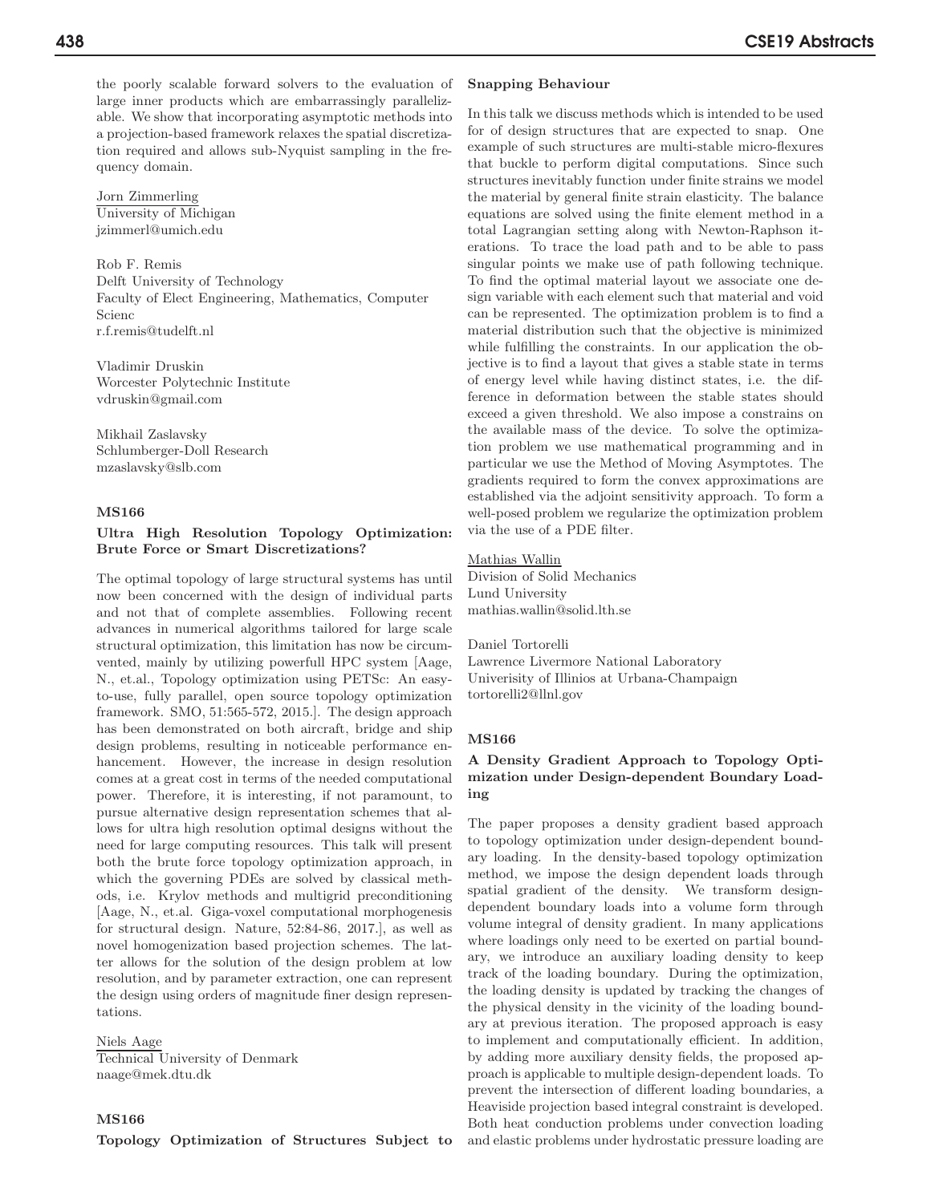the poorly scalable forward solvers to the evaluation of large inner products which are embarrassingly parallelizable. We show that incorporating asymptotic methods into a projection-based framework relaxes the spatial discretization required and allows sub-Nyquist sampling in the frequency domain.

Jorn Zimmerling
University of Michigan
jzimmerl@umich.edu

Rob F. Remis
Delft University of Technology
Faculty of Elect Engineering, Mathematics, Computer Scienc
r.f.remis@tudelft.nl

Vladimir Druskin
Worcester Polytechnic Institute
vdruskin@gmail.com

Mikhail Zaslavsky
Schlumberger-Doll Research
mzaslavsky@slb.com

## MS166

### Ultra High Resolution Topology Optimization: Brute Force or Smart Discretizations?

The optimal topology of large structural systems has until now been concerned with the design of individual parts and not that of complete assemblies. Following recent advances in numerical algorithms tailored for large scale structural optimization, this limitation has now be circumvented, mainly by utilizing powerfull HPC system [Aage, N., et.al., Topology optimization using PETSc: An easy-to-use, fully parallel, open source topology optimization framework. SMO, 51:565-572, 2015.]. The design approach has been demonstrated on both aircraft, bridge and ship design problems, resulting in noticeable performance enhancement. However, the increase in design resolution comes at a great cost in terms of the needed computational power. Therefore, it is interesting, if not paramount, to pursue alternative design representation schemes that allows for ultra high resolution optimal designs without the need for large computing resources. This talk will present both the brute force topology optimization approach, in which the governing PDEs are solved by classical methods, i.e. Krylov methods and multigrid preconditioning [Aage, N., et.al. Giga-voxel computational morphogenesis for structural design. Nature, 52:84-86, 2017.], as well as novel homogenization based projection schemes. The latter allows for the solution of the design problem at low resolution, and by parameter extraction, one can represent the design using orders of magnitude finer design representations.

Niels Aage
Technical University of Denmark
naage@mek.dtu.dk

## MS166

### Topology Optimization of Structures Subject to Snapping Behaviour

In this talk we discuss methods which is intended to be used for of design structures that are expected to snap. One example of such structures are multi-stable micro-flexures that buckle to perform digital computations. Since such structures inevitably function under finite strains we model the material by general finite strain elasticity. The balance equations are solved using the finite element method in a total Lagrangian setting along with Newton-Raphson iterations. To trace the load path and to be able to pass singular points we make use of path following technique. To find the optimal material layout we associate one design variable with each element such that material and void can be represented. The optimization problem is to find a material distribution such that the objective is minimized while fulfilling the constraints. In our application the objective is to find a layout that gives a stable state in terms of energy level while having distinct states, i.e. the difference in deformation between the stable states should exceed a given threshold. We also impose a constrains on the available mass of the device. To solve the optimization problem we use mathematical programming and in particular we use the Method of Moving Asymptotes. The gradients required to form the convex approximations are established via the adjoint sensitivity approach. To form a well-posed problem we regularize the optimization problem via the use of a PDE filter.

Mathias Wallin
Division of Solid Mechanics
Lund University
mathias.wallin@solid.lth.se

Daniel Tortorelli
Lawrence Livermore National Laboratory
Univerisity of Illinios at Urbana-Champaign
tortorelli2@llnl.gov

## MS166

### A Density Gradient Approach to Topology Optimization under Design-dependent Boundary Loading

The paper proposes a density gradient based approach to topology optimization under design-dependent boundary loading. In the density-based topology optimization method, we impose the design dependent loads through spatial gradient of the density. We transform design-dependent boundary loads into a volume form through volume integral of density gradient. In many applications where loadings only need to be exerted on partial boundary, we introduce an auxiliary loading density to keep track of the loading boundary. During the optimization, the loading density is updated by tracking the changes of the physical density in the vicinity of the loading boundary at previous iteration. The proposed approach is easy to implement and computationally efficient. In addition, by adding more auxiliary density fields, the proposed approach is applicable to multiple design-dependent loads. To prevent the intersection of different loading boundaries, a Heaviside projection based integral constraint is developed. Both heat conduction problems under convection loading and elastic problems under hydrostatic pressure loading are